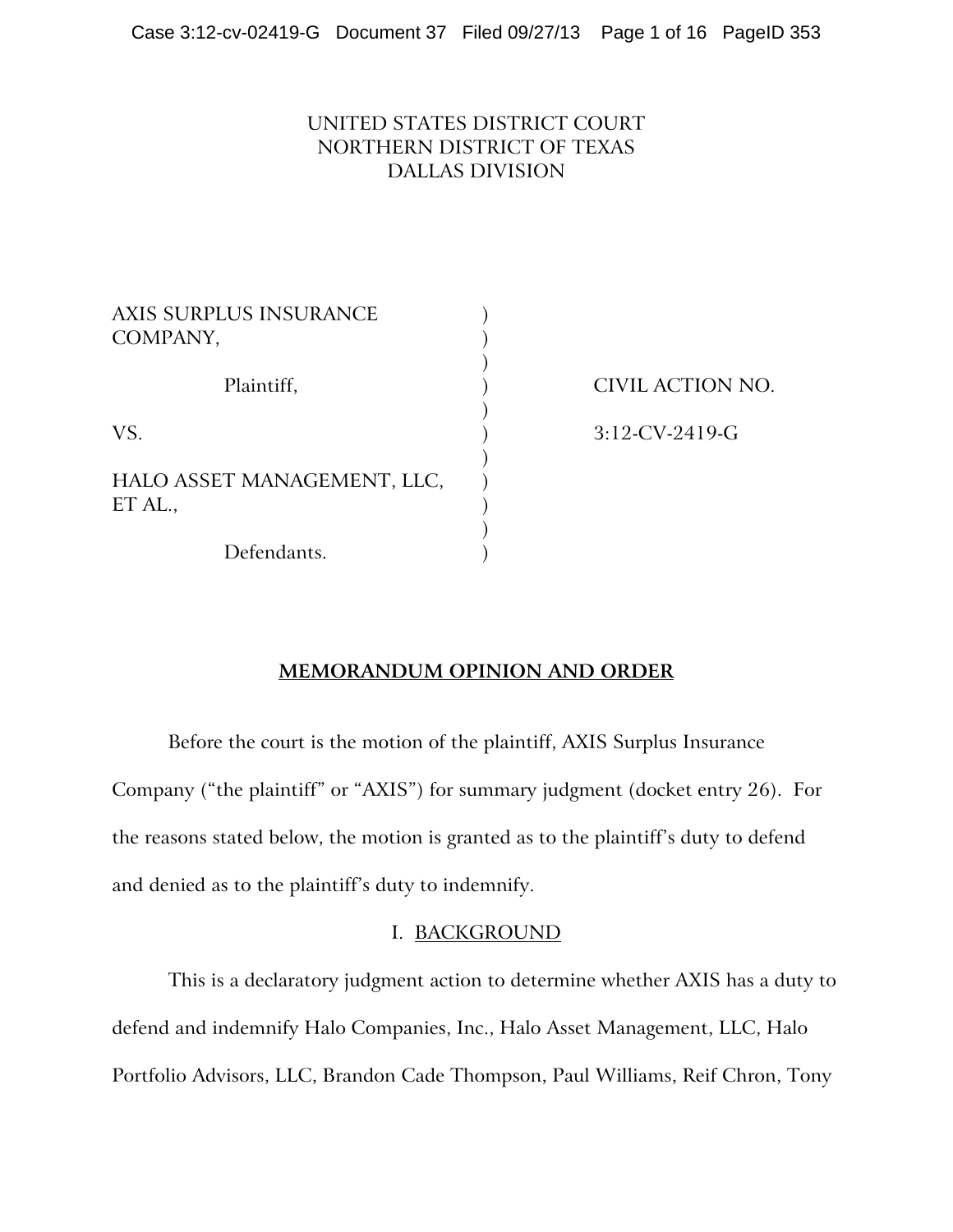UNITED STATES DISTRICT COURT
NORTHERN DISTRICT OF TEXAS
DALLAS DIVISION

| | | |
|---|---|---|
| AXIS SURPLUS INSURANCE COMPANY, | ) | |
| | ) | |
| Plaintiff, | ) | CIVIL ACTION NO. |
| | ) | |
| VS. | ) | 3:12-CV-2419-G |
| | ) | |
| HALO ASSET MANAGEMENT, LLC, ET AL., | ) | |
| | ) | |
| Defendants. | ) | |

## MEMORANDUM OPINION AND ORDER

Before the court is the motion of the plaintiff, AXIS Surplus Insurance Company ("the plaintiff" or "AXIS") for summary judgment (docket entry 26). For the reasons stated below, the motion is granted as to the plaintiff's duty to defend and denied as to the plaintiff's duty to indemnify.

### I. BACKGROUND

This is a declaratory judgment action to determine whether AXIS has a duty to defend and indemnify Halo Companies, Inc., Halo Asset Management, LLC, Halo Portfolio Advisors, LLC, Brandon Cade Thompson, Paul Williams, Reif Chron, Tony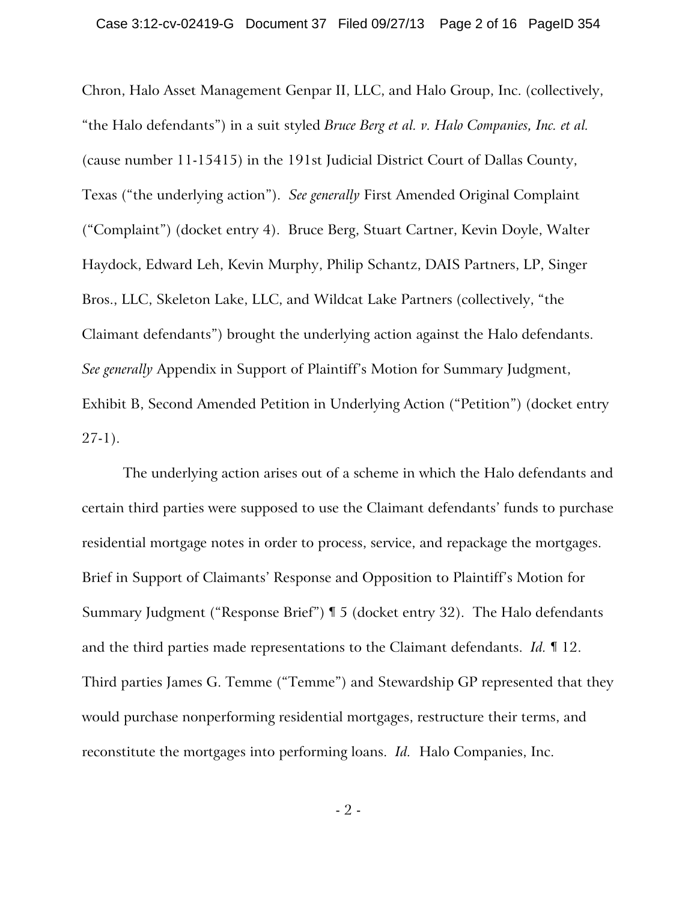Chron, Halo Asset Management Genpar II, LLC, and Halo Group, Inc. (collectively, "the Halo defendants") in a suit styled *Bruce Berg et al. v. Halo Companies, Inc. et al.* (cause number 11-15415) in the 191st Judicial District Court of Dallas County, Texas ("the underlying action"). *See generally* First Amended Original Complaint ("Complaint") (docket entry 4). Bruce Berg, Stuart Cartner, Kevin Doyle, Walter Haydock, Edward Leh, Kevin Murphy, Philip Schantz, DAIS Partners, LP, Singer Bros., LLC, Skeleton Lake, LLC, and Wildcat Lake Partners (collectively, "the Claimant defendants") brought the underlying action against the Halo defendants. *See generally* Appendix in Support of Plaintiff's Motion for Summary Judgment, Exhibit B, Second Amended Petition in Underlying Action ("Petition") (docket entry 27-1).

The underlying action arises out of a scheme in which the Halo defendants and certain third parties were supposed to use the Claimant defendants' funds to purchase residential mortgage notes in order to process, service, and repackage the mortgages. Brief in Support of Claimants' Response and Opposition to Plaintiff's Motion for Summary Judgment ("Response Brief") ¶ 5 (docket entry 32). The Halo defendants and the third parties made representations to the Claimant defendants. *Id.* ¶ 12. Third parties James G. Temme ("Temme") and Stewardship GP represented that they would purchase nonperforming residential mortgages, restructure their terms, and reconstitute the mortgages into performing loans. *Id.* Halo Companies, Inc.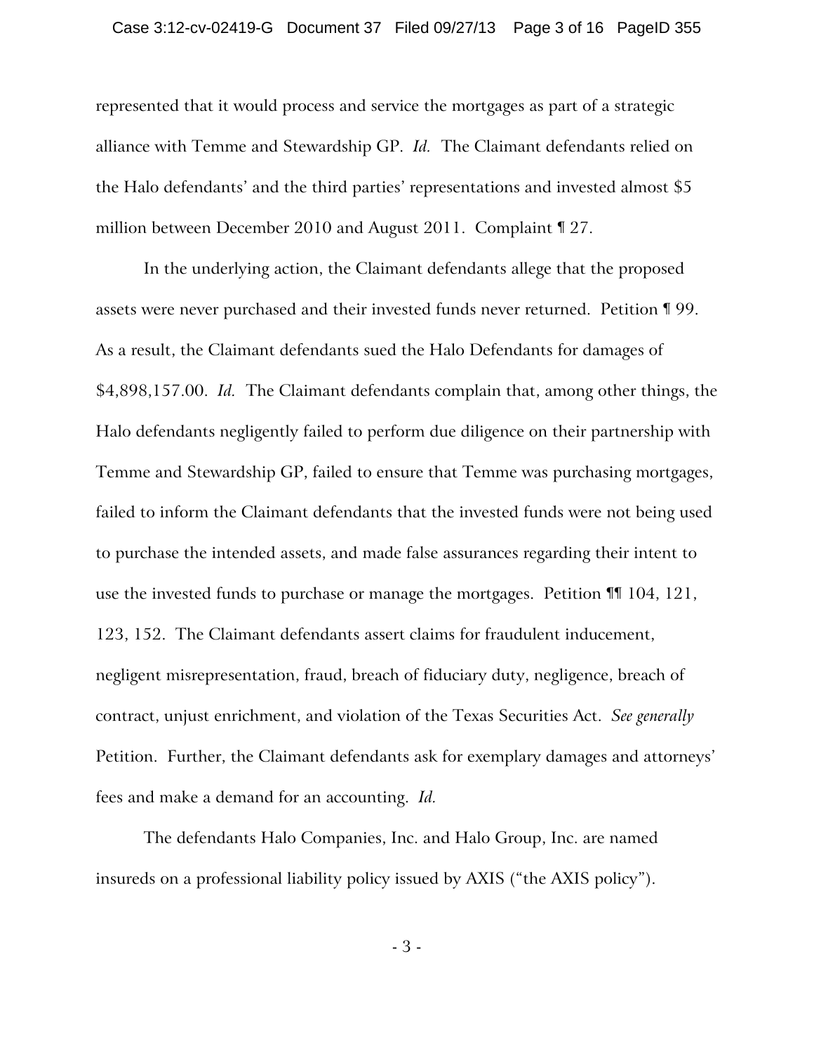represented that it would process and service the mortgages as part of a strategic alliance with Temme and Stewardship GP. *Id.* The Claimant defendants relied on the Halo defendants' and the third parties' representations and invested almost $5 million between December 2010 and August 2011. Complaint ¶ 27.

In the underlying action, the Claimant defendants allege that the proposed assets were never purchased and their invested funds never returned. Petition ¶ 99. As a result, the Claimant defendants sued the Halo Defendants for damages of $4,898,157.00. *Id.* The Claimant defendants complain that, among other things, the Halo defendants negligently failed to perform due diligence on their partnership with Temme and Stewardship GP, failed to ensure that Temme was purchasing mortgages, failed to inform the Claimant defendants that the invested funds were not being used to purchase the intended assets, and made false assurances regarding their intent to use the invested funds to purchase or manage the mortgages. Petition ¶¶ 104, 121, 123, 152. The Claimant defendants assert claims for fraudulent inducement, negligent misrepresentation, fraud, breach of fiduciary duty, negligence, breach of contract, unjust enrichment, and violation of the Texas Securities Act. *See generally* Petition. Further, the Claimant defendants ask for exemplary damages and attorneys' fees and make a demand for an accounting. *Id.*

The defendants Halo Companies, Inc. and Halo Group, Inc. are named insureds on a professional liability policy issued by AXIS ("the AXIS policy").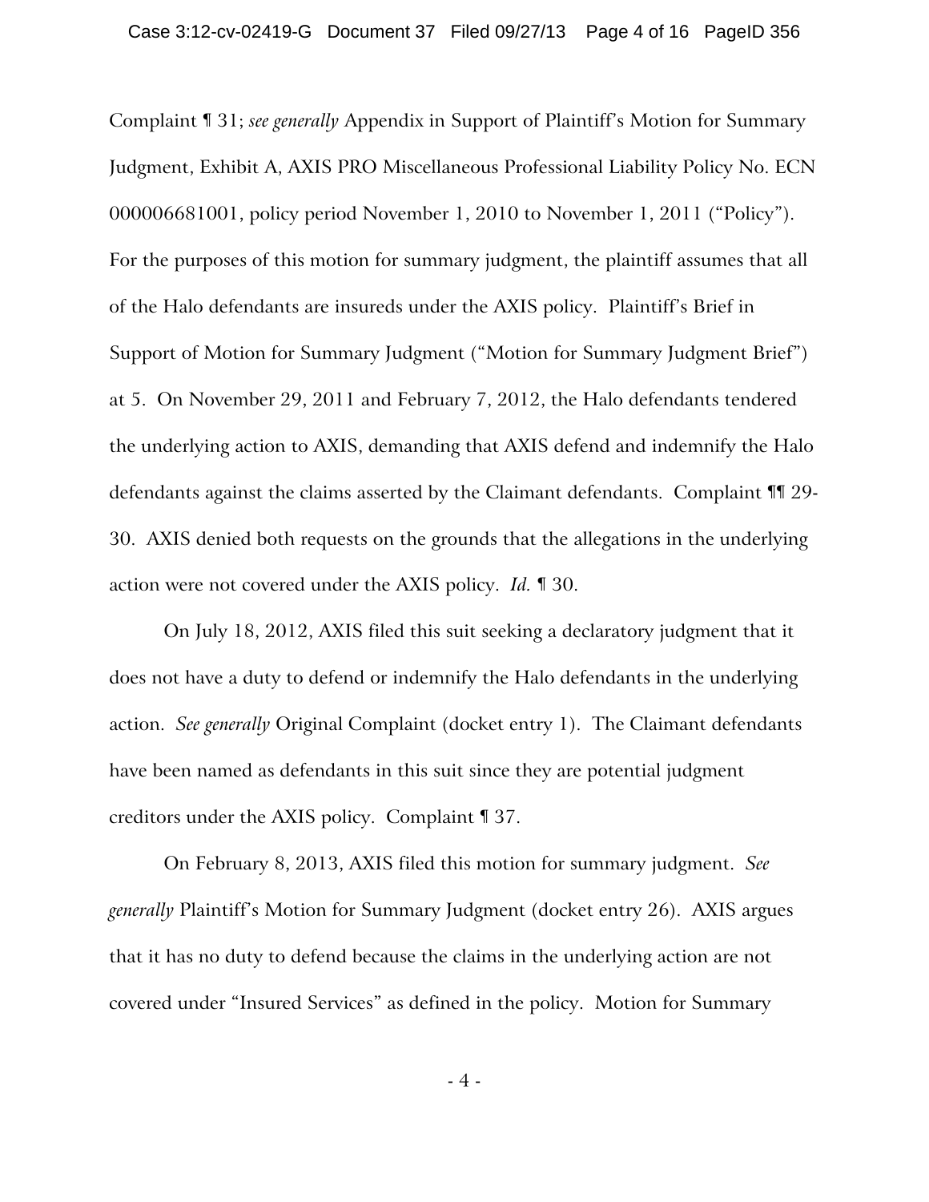Complaint ¶ 31; *see generally* Appendix in Support of Plaintiff's Motion for Summary Judgment, Exhibit A, AXIS PRO Miscellaneous Professional Liability Policy No. ECN 000006681001, policy period November 1, 2010 to November 1, 2011 ("Policy"). For the purposes of this motion for summary judgment, the plaintiff assumes that all of the Halo defendants are insureds under the AXIS policy. Plaintiff's Brief in Support of Motion for Summary Judgment ("Motion for Summary Judgment Brief") at 5. On November 29, 2011 and February 7, 2012, the Halo defendants tendered the underlying action to AXIS, demanding that AXIS defend and indemnify the Halo defendants against the claims asserted by the Claimant defendants. Complaint ¶¶ 29-30. AXIS denied both requests on the grounds that the allegations in the underlying action were not covered under the AXIS policy. *Id.* ¶ 30.

On July 18, 2012, AXIS filed this suit seeking a declaratory judgment that it does not have a duty to defend or indemnify the Halo defendants in the underlying action. *See generally* Original Complaint (docket entry 1). The Claimant defendants have been named as defendants in this suit since they are potential judgment creditors under the AXIS policy. Complaint ¶ 37.

On February 8, 2013, AXIS filed this motion for summary judgment. *See generally* Plaintiff's Motion for Summary Judgment (docket entry 26). AXIS argues that it has no duty to defend because the claims in the underlying action are not covered under "Insured Services" as defined in the policy. Motion for Summary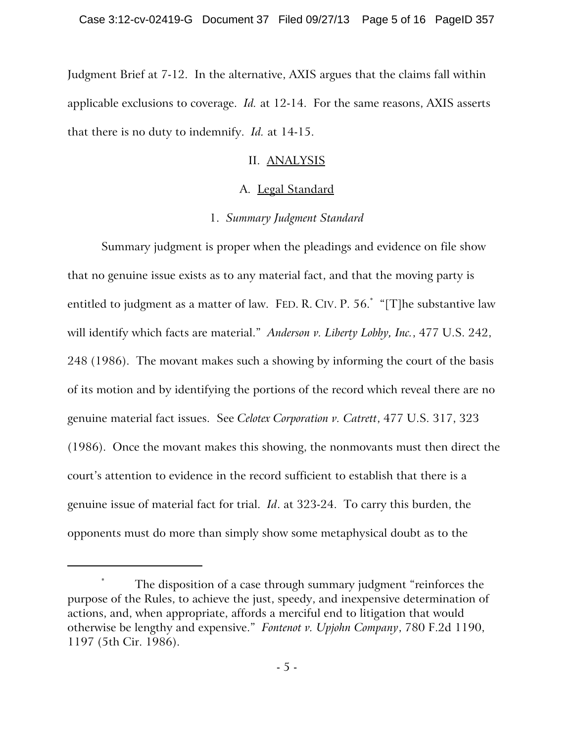Judgment Brief at 7-12. In the alternative, AXIS argues that the claims fall within applicable exclusions to coverage. *Id.* at 12-14. For the same reasons, AXIS asserts that there is no duty to indemnify. *Id.* at 14-15.

## II. ANALYSIS

### A. Legal Standard

#### 1. *Summary Judgment Standard*

Summary judgment is proper when the pleadings and evidence on file show that no genuine issue exists as to any material fact, and that the moving party is entitled to judgment as a matter of law. FED. R. CIV. P. 56.[*] "[T]he substantive law will identify which facts are material." *Anderson v. Liberty Lobby, Inc.*, 477 U.S. 242, 248 (1986). The movant makes such a showing by informing the court of the basis of its motion and by identifying the portions of the record which reveal there are no genuine material fact issues. See *Celotex Corporation v. Catrett*, 477 U.S. 317, 323 (1986). Once the movant makes this showing, the nonmovants must then direct the court's attention to evidence in the record sufficient to establish that there is a genuine issue of material fact for trial. *Id*. at 323-24. To carry this burden, the opponents must do more than simply show some metaphysical doubt as to the

---

[*] The disposition of a case through summary judgment "reinforces the purpose of the Rules, to achieve the just, speedy, and inexpensive determination of actions, and, when appropriate, affords a merciful end to litigation that would otherwise be lengthy and expensive." *Fontenot v. Upjohn Company*, 780 F.2d 1190, 1197 (5th Cir. 1986).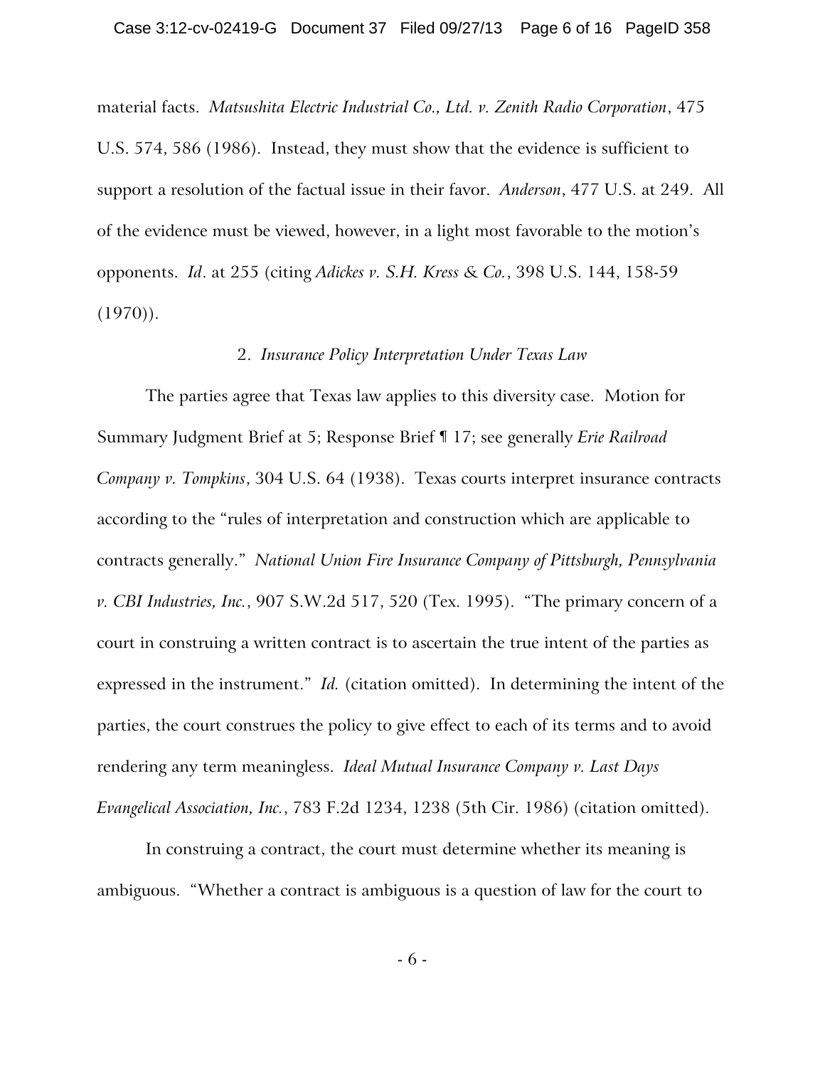material facts. *Matsushita Electric Industrial Co., Ltd. v. Zenith Radio Corporation*, 475 U.S. 574, 586 (1986). Instead, they must show that the evidence is sufficient to support a resolution of the factual issue in their favor. *Anderson*, 477 U.S. at 249. All of the evidence must be viewed, however, in a light most favorable to the motion's opponents. *Id*. at 255 (citing *Adickes v. S.H. Kress & Co.*, 398 U.S. 144, 158-59 (1970)).

### 2. *Insurance Policy Interpretation Under Texas Law*

The parties agree that Texas law applies to this diversity case. Motion for Summary Judgment Brief at 5; Response Brief ¶ 17; see generally *Erie Railroad Company v. Tompkins*, 304 U.S. 64 (1938). Texas courts interpret insurance contracts according to the "rules of interpretation and construction which are applicable to contracts generally." *National Union Fire Insurance Company of Pittsburgh, Pennsylvania v. CBI Industries, Inc.*, 907 S.W.2d 517, 520 (Tex. 1995). "The primary concern of a court in construing a written contract is to ascertain the true intent of the parties as expressed in the instrument." *Id.* (citation omitted). In determining the intent of the parties, the court construes the policy to give effect to each of its terms and to avoid rendering any term meaningless. *Ideal Mutual Insurance Company v. Last Days Evangelical Association, Inc.*, 783 F.2d 1234, 1238 (5th Cir. 1986) (citation omitted).

In construing a contract, the court must determine whether its meaning is ambiguous. "Whether a contract is ambiguous is a question of law for the court to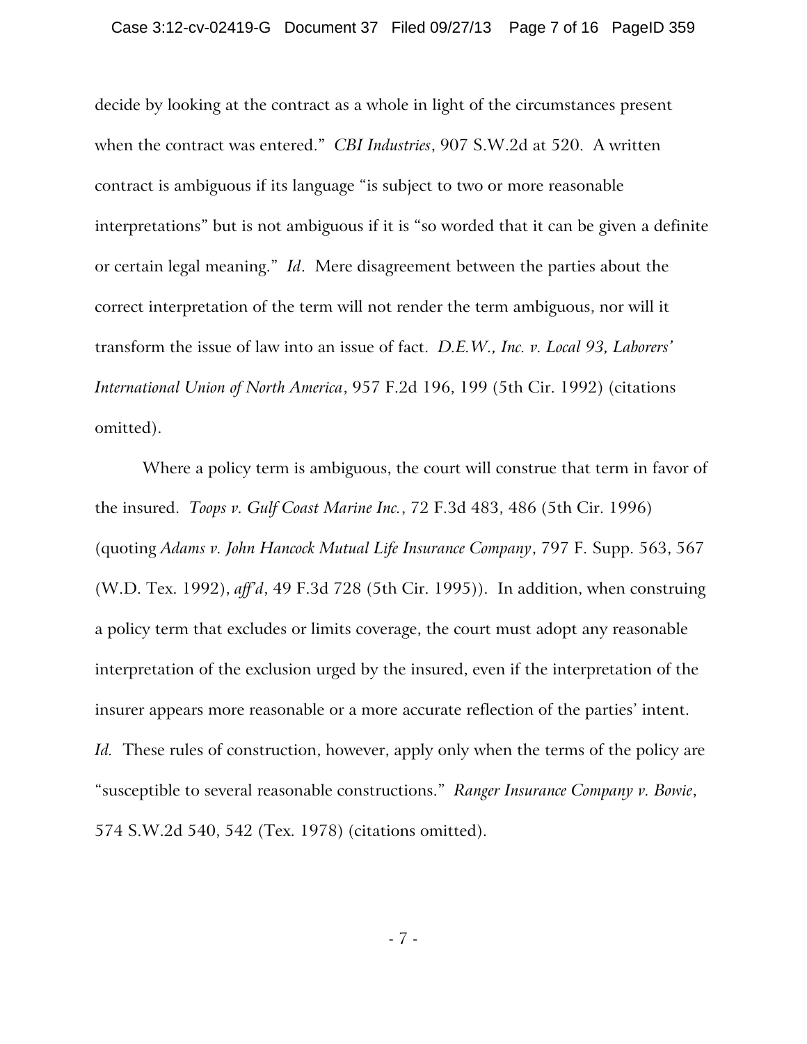decide by looking at the contract as a whole in light of the circumstances present when the contract was entered." *CBI Industries*, 907 S.W.2d at 520. A written contract is ambiguous if its language "is subject to two or more reasonable interpretations" but is not ambiguous if it is "so worded that it can be given a definite or certain legal meaning." *Id*. Mere disagreement between the parties about the correct interpretation of the term will not render the term ambiguous, nor will it transform the issue of law into an issue of fact. *D.E.W., Inc. v. Local 93, Laborers' International Union of North America*, 957 F.2d 196, 199 (5th Cir. 1992) (citations omitted).

Where a policy term is ambiguous, the court will construe that term in favor of the insured. *Toops v. Gulf Coast Marine Inc.*, 72 F.3d 483, 486 (5th Cir. 1996) (quoting *Adams v. John Hancock Mutual Life Insurance Company*, 797 F. Supp. 563, 567 (W.D. Tex. 1992), *aff'd*, 49 F.3d 728 (5th Cir. 1995)). In addition, when construing a policy term that excludes or limits coverage, the court must adopt any reasonable interpretation of the exclusion urged by the insured, even if the interpretation of the insurer appears more reasonable or a more accurate reflection of the parties' intent. *Id.* These rules of construction, however, apply only when the terms of the policy are "susceptible to several reasonable constructions." *Ranger Insurance Company v. Bowie*, 574 S.W.2d 540, 542 (Tex. 1978) (citations omitted).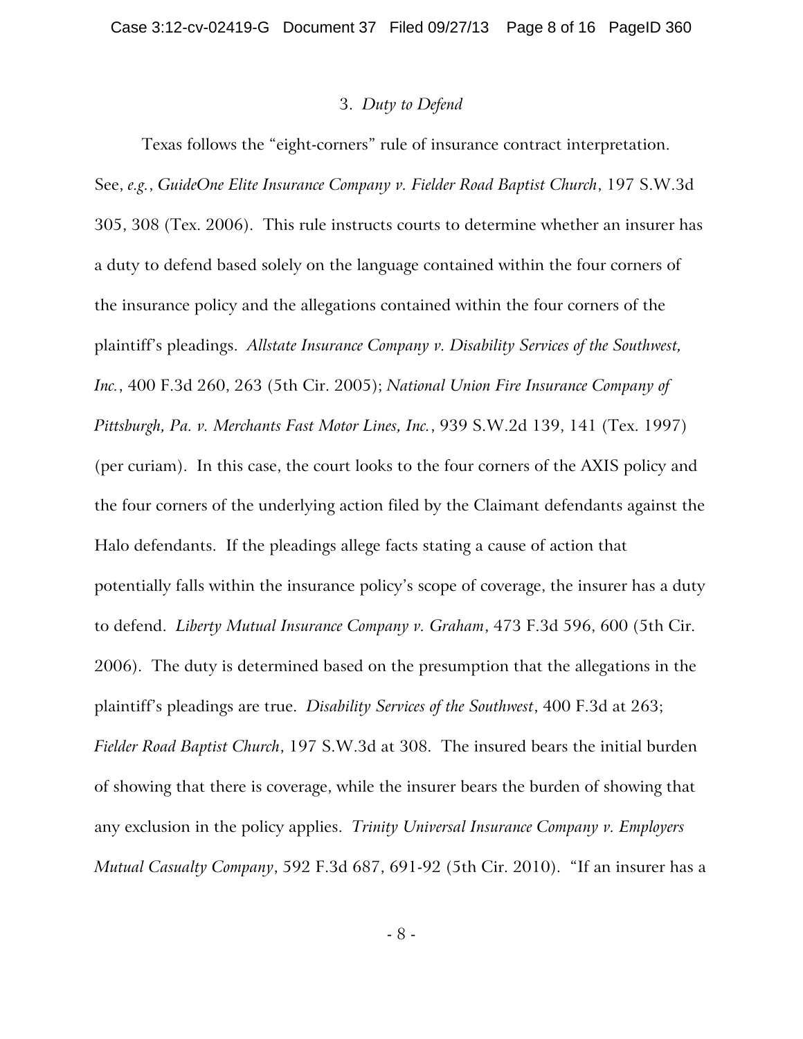### 3. *Duty to Defend*

Texas follows the "eight-corners" rule of insurance contract interpretation. See, *e.g.*, *GuideOne Elite Insurance Company v. Fielder Road Baptist Church*, 197 S.W.3d 305, 308 (Tex. 2006). This rule instructs courts to determine whether an insurer has a duty to defend based solely on the language contained within the four corners of the insurance policy and the allegations contained within the four corners of the plaintiff's pleadings. *Allstate Insurance Company v. Disability Services of the Southwest, Inc.*, 400 F.3d 260, 263 (5th Cir. 2005); *National Union Fire Insurance Company of Pittsburgh, Pa. v. Merchants Fast Motor Lines, Inc.*, 939 S.W.2d 139, 141 (Tex. 1997) (per curiam). In this case, the court looks to the four corners of the AXIS policy and the four corners of the underlying action filed by the Claimant defendants against the Halo defendants. If the pleadings allege facts stating a cause of action that potentially falls within the insurance policy's scope of coverage, the insurer has a duty to defend. *Liberty Mutual Insurance Company v. Graham*, 473 F.3d 596, 600 (5th Cir. 2006). The duty is determined based on the presumption that the allegations in the plaintiff's pleadings are true. *Disability Services of the Southwest*, 400 F.3d at 263; *Fielder Road Baptist Church*, 197 S.W.3d at 308. The insured bears the initial burden of showing that there is coverage, while the insurer bears the burden of showing that any exclusion in the policy applies. *Trinity Universal Insurance Company v. Employers Mutual Casualty Company*, 592 F.3d 687, 691-92 (5th Cir. 2010). "If an insurer has a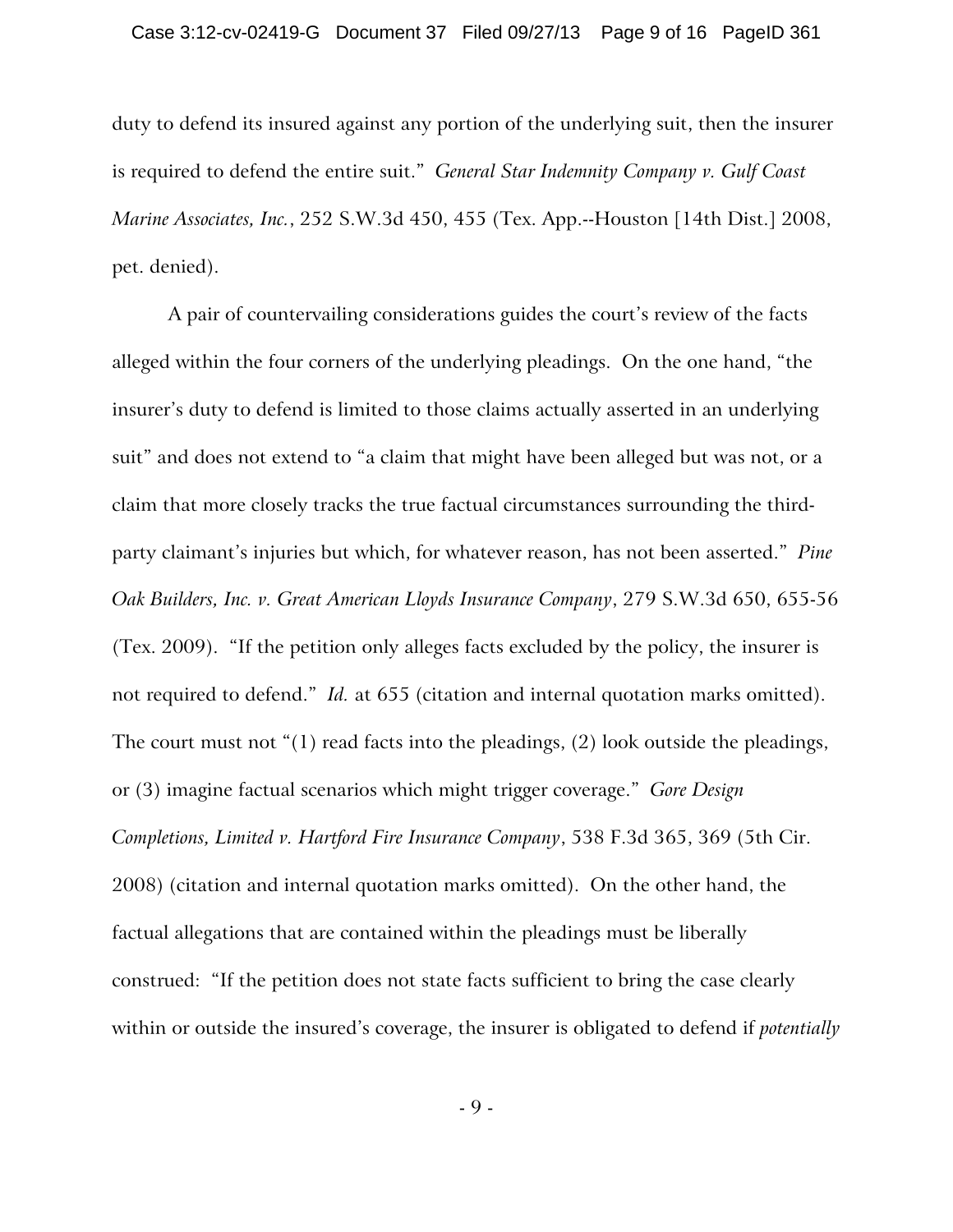duty to defend its insured against any portion of the underlying suit, then the insurer is required to defend the entire suit." *General Star Indemnity Company v. Gulf Coast Marine Associates, Inc.*, 252 S.W.3d 450, 455 (Tex. App.--Houston [14th Dist.] 2008, pet. denied).

A pair of countervailing considerations guides the court's review of the facts alleged within the four corners of the underlying pleadings. On the one hand, "the insurer's duty to defend is limited to those claims actually asserted in an underlying suit" and does not extend to "a claim that might have been alleged but was not, or a claim that more closely tracks the true factual circumstances surrounding the third-party claimant's injuries but which, for whatever reason, has not been asserted." *Pine Oak Builders, Inc. v. Great American Lloyds Insurance Company*, 279 S.W.3d 650, 655-56 (Tex. 2009). "If the petition only alleges facts excluded by the policy, the insurer is not required to defend." *Id.* at 655 (citation and internal quotation marks omitted). The court must not "(1) read facts into the pleadings, (2) look outside the pleadings, or (3) imagine factual scenarios which might trigger coverage." *Gore Design Completions, Limited v. Hartford Fire Insurance Company*, 538 F.3d 365, 369 (5th Cir. 2008) (citation and internal quotation marks omitted). On the other hand, the factual allegations that are contained within the pleadings must be liberally construed: "If the petition does not state facts sufficient to bring the case clearly within or outside the insured's coverage, the insurer is obligated to defend if *potentially*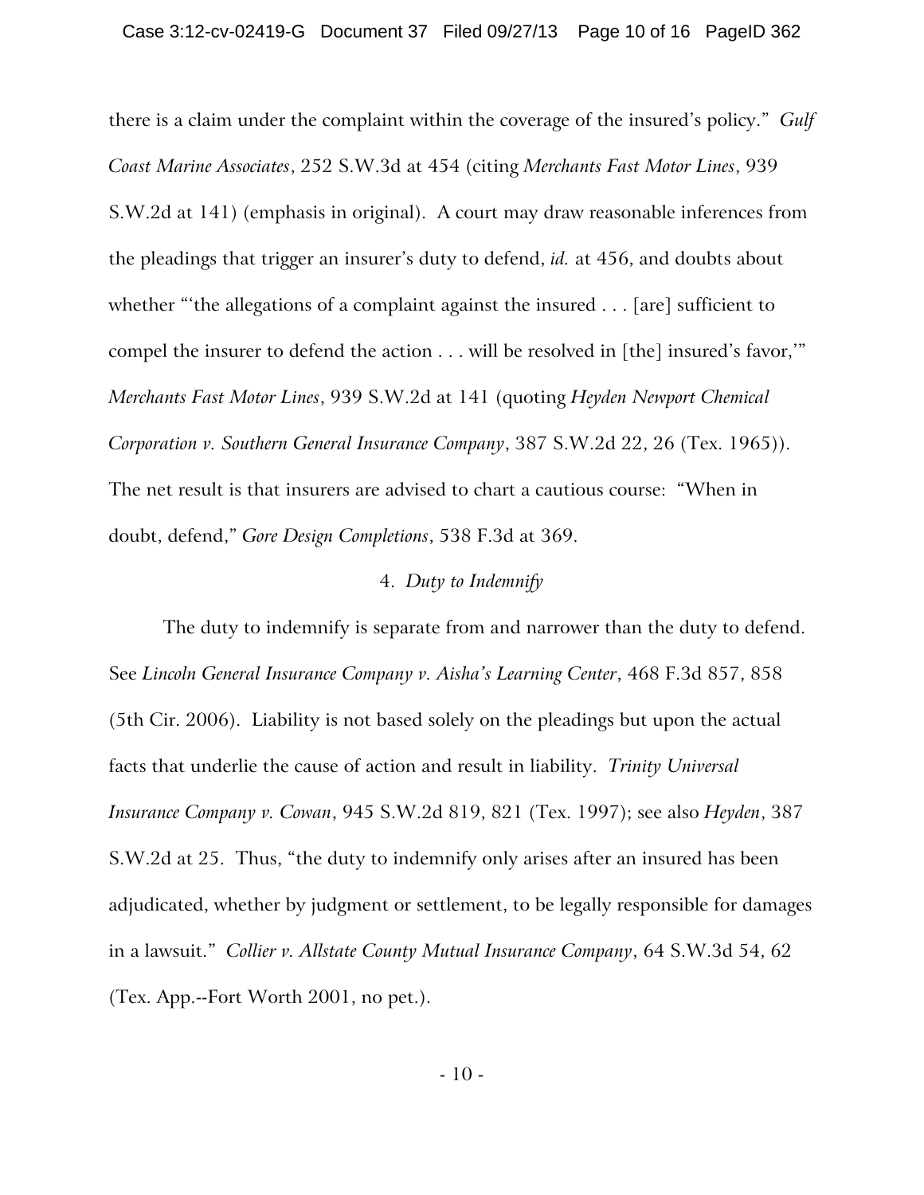there is a claim under the complaint within the coverage of the insured's policy." *Gulf Coast Marine Associates*, 252 S.W.3d at 454 (citing *Merchants Fast Motor Lines*, 939 S.W.2d at 141) (emphasis in original). A court may draw reasonable inferences from the pleadings that trigger an insurer's duty to defend, *id.* at 456, and doubts about whether "'the allegations of a complaint against the insured . . . [are] sufficient to compel the insurer to defend the action . . . will be resolved in [the] insured's favor,'" *Merchants Fast Motor Lines*, 939 S.W.2d at 141 (quoting *Heyden Newport Chemical Corporation v. Southern General Insurance Company*, 387 S.W.2d 22, 26 (Tex. 1965)). The net result is that insurers are advised to chart a cautious course: "When in doubt, defend," *Gore Design Completions*, 538 F.3d at 369.

4. *Duty to Indemnify*

The duty to indemnify is separate from and narrower than the duty to defend. See *Lincoln General Insurance Company v. Aisha's Learning Center*, 468 F.3d 857, 858 (5th Cir. 2006). Liability is not based solely on the pleadings but upon the actual facts that underlie the cause of action and result in liability. *Trinity Universal Insurance Company v. Cowan*, 945 S.W.2d 819, 821 (Tex. 1997); see also *Heyden*, 387 S.W.2d at 25. Thus, "the duty to indemnify only arises after an insured has been adjudicated, whether by judgment or settlement, to be legally responsible for damages in a lawsuit." *Collier v. Allstate County Mutual Insurance Company*, 64 S.W.3d 54, 62 (Tex. App.--Fort Worth 2001, no pet.).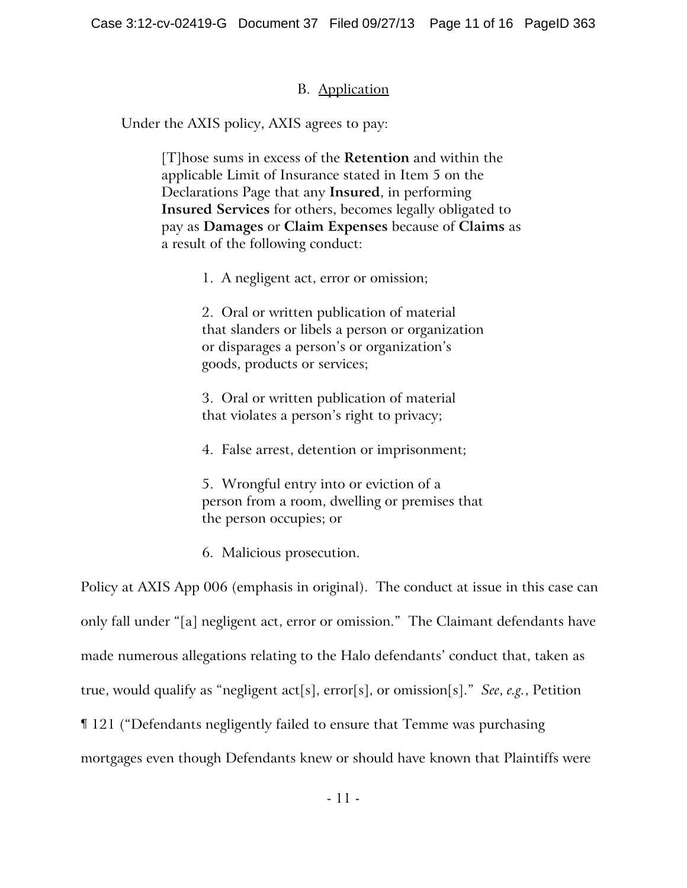### B. Application

Under the AXIS policy, AXIS agrees to pay:

> [T]hose sums in excess of the **Retention** and within the applicable Limit of Insurance stated in Item 5 on the Declarations Page that any **Insured**, in performing **Insured Services** for others, becomes legally obligated to pay as **Damages** or **Claim Expenses** because of **Claims** as a result of the following conduct:
>
> 1. A negligent act, error or omission;
>
> 2. Oral or written publication of material that slanders or libels a person or organization or disparages a person's or organization's goods, products or services;
>
> 3. Oral or written publication of material that violates a person's right to privacy;
>
> 4. False arrest, detention or imprisonment;
>
> 5. Wrongful entry into or eviction of a person from a room, dwelling or premises that the person occupies; or
>
> 6. Malicious prosecution.

Policy at AXIS App 006 (emphasis in original). The conduct at issue in this case can only fall under "[a] negligent act, error or omission." The Claimant defendants have made numerous allegations relating to the Halo defendants' conduct that, taken as true, would qualify as "negligent act[s], error[s], or omission[s]." *See, e.g.*, Petition ¶ 121 ("Defendants negligently failed to ensure that Temme was purchasing mortgages even though Defendants knew or should have known that Plaintiffs were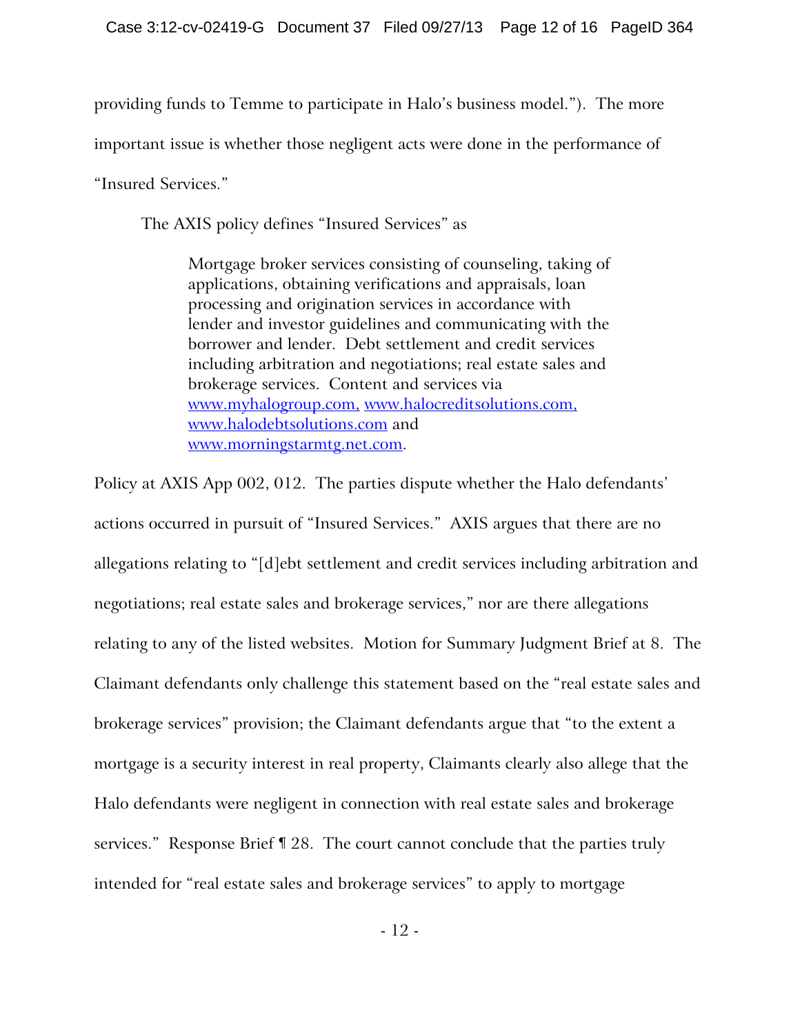providing funds to Temme to participate in Halo's business model."). The more important issue is whether those negligent acts were done in the performance of "Insured Services."

The AXIS policy defines "Insured Services" as

> Mortgage broker services consisting of counseling, taking of applications, obtaining verifications and appraisals, loan processing and origination services in accordance with lender and investor guidelines and communicating with the borrower and lender. Debt settlement and credit services including arbitration and negotiations; real estate sales and brokerage services. Content and services via www.myhalogroup.com, www.halocreditsolutions.com, www.halodebtsolutions.com and www.morningstarmtg.net.com.

Policy at AXIS App 002, 012. The parties dispute whether the Halo defendants' actions occurred in pursuit of "Insured Services." AXIS argues that there are no allegations relating to "[d]ebt settlement and credit services including arbitration and negotiations; real estate sales and brokerage services," nor are there allegations relating to any of the listed websites. Motion for Summary Judgment Brief at 8. The Claimant defendants only challenge this statement based on the "real estate sales and brokerage services" provision; the Claimant defendants argue that "to the extent a mortgage is a security interest in real property, Claimants clearly also allege that the Halo defendants were negligent in connection with real estate sales and brokerage services." Response Brief ¶ 28. The court cannot conclude that the parties truly intended for "real estate sales and brokerage services" to apply to mortgage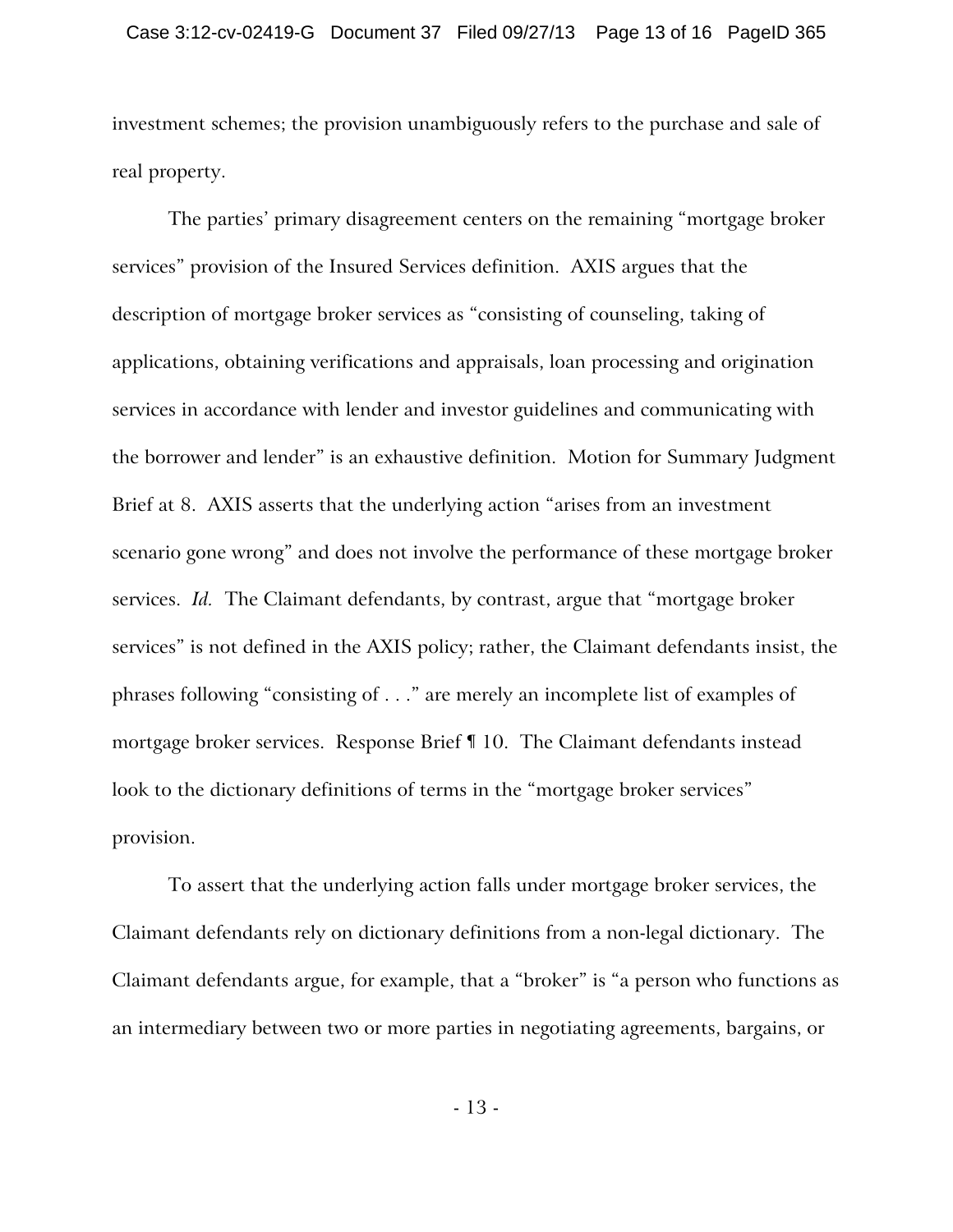investment schemes; the provision unambiguously refers to the purchase and sale of real property.

The parties' primary disagreement centers on the remaining "mortgage broker services" provision of the Insured Services definition. AXIS argues that the description of mortgage broker services as "consisting of counseling, taking of applications, obtaining verifications and appraisals, loan processing and origination services in accordance with lender and investor guidelines and communicating with the borrower and lender" is an exhaustive definition. Motion for Summary Judgment Brief at 8. AXIS asserts that the underlying action "arises from an investment scenario gone wrong" and does not involve the performance of these mortgage broker services. *Id.* The Claimant defendants, by contrast, argue that "mortgage broker services" is not defined in the AXIS policy; rather, the Claimant defendants insist, the phrases following "consisting of . . ." are merely an incomplete list of examples of mortgage broker services. Response Brief ¶ 10. The Claimant defendants instead look to the dictionary definitions of terms in the "mortgage broker services" provision.

To assert that the underlying action falls under mortgage broker services, the Claimant defendants rely on dictionary definitions from a non-legal dictionary. The Claimant defendants argue, for example, that a "broker" is "a person who functions as an intermediary between two or more parties in negotiating agreements, bargains, or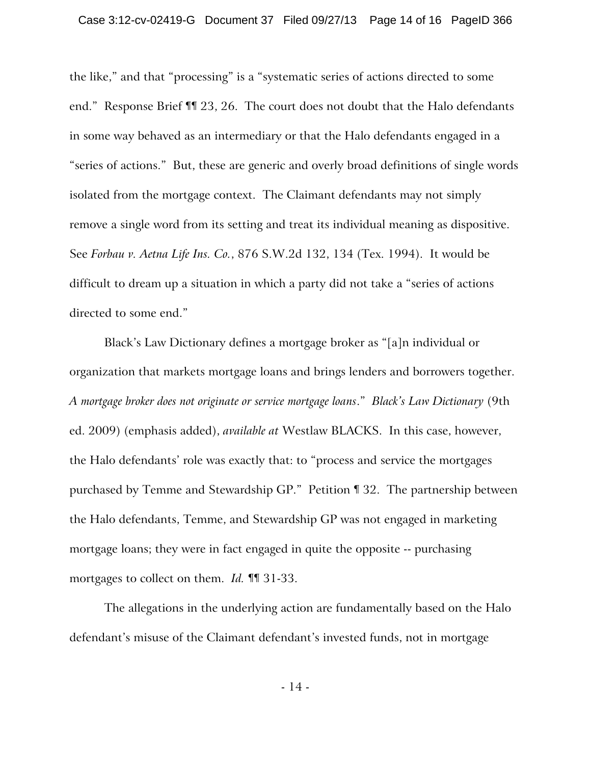the like," and that "processing" is a "systematic series of actions directed to some end." Response Brief ¶¶ 23, 26. The court does not doubt that the Halo defendants in some way behaved as an intermediary or that the Halo defendants engaged in a "series of actions." But, these are generic and overly broad definitions of single words isolated from the mortgage context. The Claimant defendants may not simply remove a single word from its setting and treat its individual meaning as dispositive. See *Forbau v. Aetna Life Ins. Co.*, 876 S.W.2d 132, 134 (Tex. 1994). It would be difficult to dream up a situation in which a party did not take a "series of actions directed to some end."

Black's Law Dictionary defines a mortgage broker as "[a]n individual or organization that markets mortgage loans and brings lenders and borrowers together. *A mortgage broker does not originate or service mortgage loans*." *Black's Law Dictionary* (9th ed. 2009) (emphasis added), *available at* Westlaw BLACKS. In this case, however, the Halo defendants' role was exactly that: to "process and service the mortgages purchased by Temme and Stewardship GP." Petition ¶ 32. The partnership between the Halo defendants, Temme, and Stewardship GP was not engaged in marketing mortgage loans; they were in fact engaged in quite the opposite -- purchasing mortgages to collect on them. *Id.* ¶¶ 31-33.

The allegations in the underlying action are fundamentally based on the Halo defendant's misuse of the Claimant defendant's invested funds, not in mortgage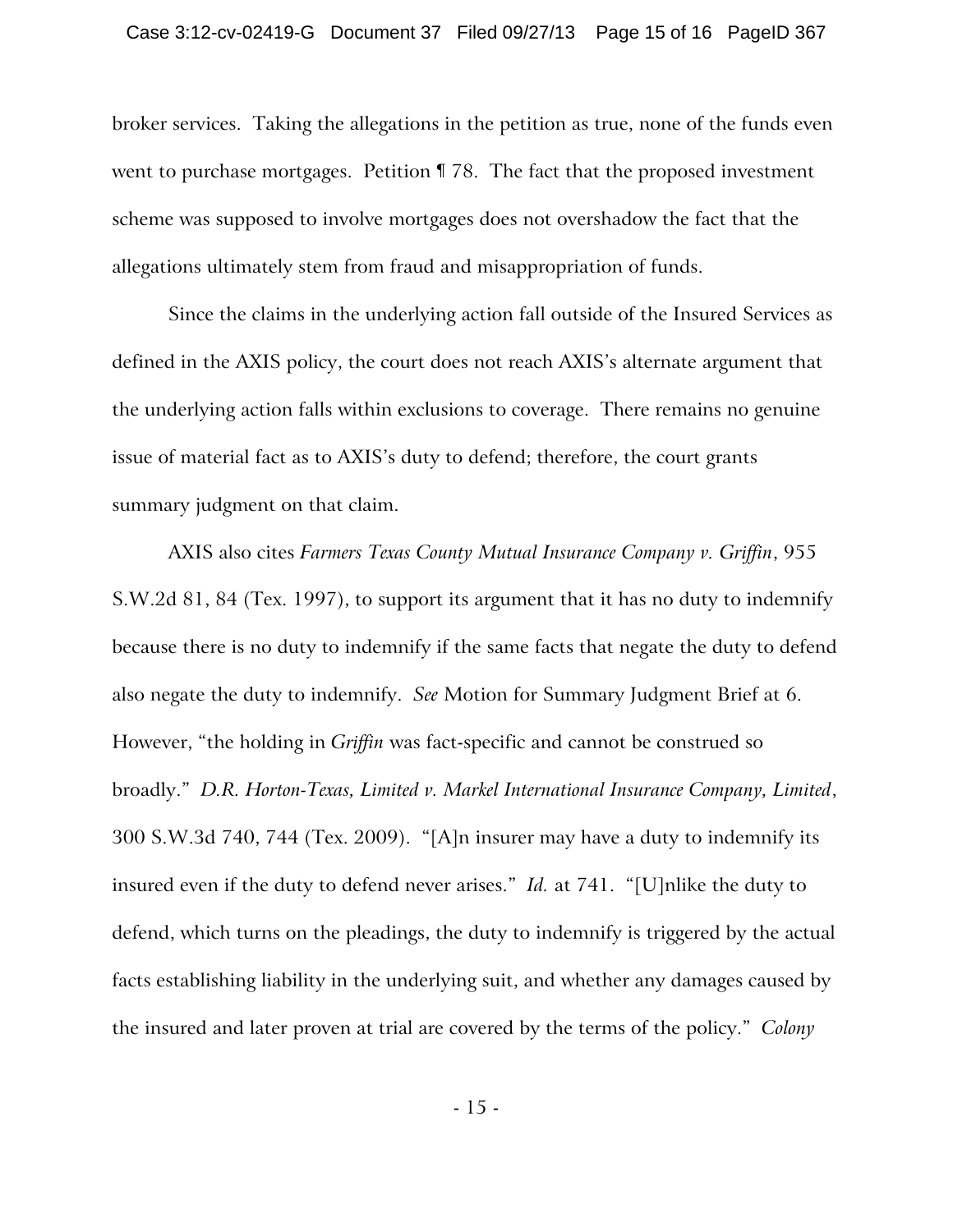broker services. Taking the allegations in the petition as true, none of the funds even went to purchase mortgages. Petition ¶ 78. The fact that the proposed investment scheme was supposed to involve mortgages does not overshadow the fact that the allegations ultimately stem from fraud and misappropriation of funds.

Since the claims in the underlying action fall outside of the Insured Services as defined in the AXIS policy, the court does not reach AXIS's alternate argument that the underlying action falls within exclusions to coverage. There remains no genuine issue of material fact as to AXIS's duty to defend; therefore, the court grants summary judgment on that claim.

AXIS also cites *Farmers Texas County Mutual Insurance Company v. Griffin*, 955 S.W.2d 81, 84 (Tex. 1997), to support its argument that it has no duty to indemnify because there is no duty to indemnify if the same facts that negate the duty to defend also negate the duty to indemnify. *See* Motion for Summary Judgment Brief at 6. However, "the holding in *Griffin* was fact-specific and cannot be construed so broadly." *D.R. Horton-Texas, Limited v. Markel International Insurance Company, Limited*, 300 S.W.3d 740, 744 (Tex. 2009). "[A]n insurer may have a duty to indemnify its insured even if the duty to defend never arises." *Id.* at 741. "[U]nlike the duty to defend, which turns on the pleadings, the duty to indemnify is triggered by the actual facts establishing liability in the underlying suit, and whether any damages caused by the insured and later proven at trial are covered by the terms of the policy." *Colony*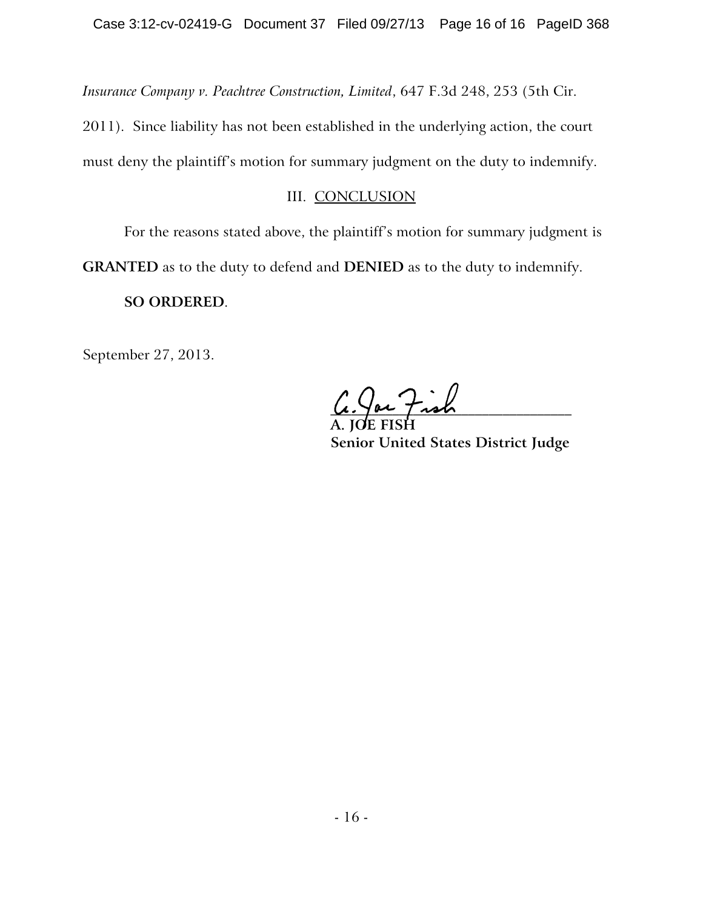*Insurance Company v. Peachtree Construction, Limited*, 647 F.3d 248, 253 (5th Cir. 2011). Since liability has not been established in the underlying action, the court must deny the plaintiff's motion for summary judgment on the duty to indemnify.

## III. CONCLUSION

For the reasons stated above, the plaintiff's motion for summary judgment is **GRANTED** as to the duty to defend and **DENIED** as to the duty to indemnify.

**SO ORDERED**.

September 27, 2013.

**A. JOE FISH**
**Senior United States District Judge**